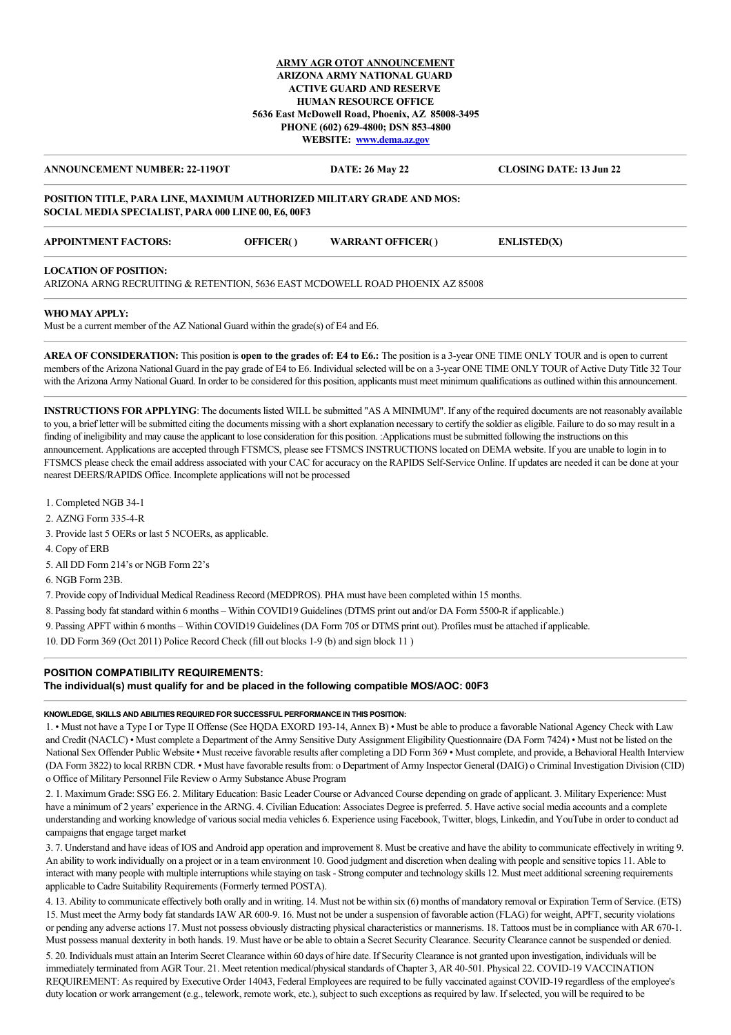**ARMY AGR OTOT ANNOUNCEMENT**
**ARIZONA ARMY NATIONAL GUARD**
**ACTIVE GUARD AND RESERVE**
**HUMAN RESOURCE OFFICE**
**5636 East McDowell Road, Phoenix, AZ 85008-3495**
**PHONE (602) 629-4800; DSN 853-4800**
**WEBSITE: www.dema.az.gov**

---

**ANNOUNCEMENT NUMBER: 22-119OT** | **DATE: 26 May 22** | **CLOSING DATE: 13 Jun 22**

---

**POSITION TITLE, PARA LINE, MAXIMUM AUTHORIZED MILITARY GRADE AND MOS:**
**SOCIAL MEDIA SPECIALIST, PARA 000 LINE 00, E6, 00F3**

---

**APPOINTMENT FACTORS:** **OFFICER( )** **WARRANT OFFICER( )** **ENLISTED(X)**

---

**LOCATION OF POSITION:**
ARIZONA ARNG RECRUITING & RETENTION, 5636 EAST MCDOWELL ROAD PHOENIX AZ 85008

---

**WHO MAY APPLY:**
Must be a current member of the AZ National Guard within the grade(s) of E4 and E6.

---

**AREA OF CONSIDERATION:** This position is **open to the grades of: E4 to E6.:** The position is a 3-year ONE TIME ONLY TOUR and is open to current members of the Arizona National Guard in the pay grade of E4 to E6. Individual selected will be on a 3-year ONE TIME ONLY TOUR of Active Duty Title 32 Tour with the Arizona Army National Guard. In order to be considered for this position, applicants must meet minimum qualifications as outlined within this announcement.

---

**INSTRUCTIONS FOR APPLYING**: The documents listed WILL be submitted "AS A MINIMUM". If any of the required documents are not reasonably available to you, a brief letter will be submitted citing the documents missing with a short explanation necessary to certify the soldier as eligible. Failure to do so may result in a finding of ineligibility and may cause the applicant to lose consideration for this position. :Applications must be submitted following the instructions on this announcement. Applications are accepted through FTSMCS, please see FTSMCS INSTRUCTIONS located on DEMA website. If you are unable to login in to FTSMCS please check the email address associated with your CAC for accuracy on the RAPIDS Self-Service Online. If updates are needed it can be done at your nearest DEERS/RAPIDS Office. Incomplete applications will not be processed

1. Completed NGB 34-1
2. AZNG Form 335-4-R
3. Provide last 5 OERs or last 5 NCOERs, as applicable.
4. Copy of ERB
5. All DD Form 214's or NGB Form 22's
6. NGB Form 23B.
7. Provide copy of Individual Medical Readiness Record (MEDPROS). PHA must have been completed within 15 months.
8. Passing body fat standard within 6 months – Within COVID19 Guidelines (DTMS print out and/or DA Form 5500-R if applicable.)
9. Passing APFT within 6 months – Within COVID19 Guidelines (DA Form 705 or DTMS print out). Profiles must be attached if applicable.
10. DD Form 369 (Oct 2011) Police Record Check (fill out blocks 1-9 (b) and sign block 11 )

---

**POSITION COMPATIBILITY REQUIREMENTS:**
**The individual(s) must qualify for and be placed in the following compatible MOS/AOC: 00F3**

---

**KNOWLEDGE, SKILLS AND ABILITIES REQUIRED FOR SUCCESSFUL PERFORMANCE IN THIS POSITION:**

1. • Must not have a Type I or Type II Offense (See HQDA EXORD 193-14, Annex B) • Must be able to produce a favorable National Agency Check with Law and Credit (NACLC) • Must complete a Department of the Army Sensitive Duty Assignment Eligibility Questionnaire (DA Form 7424) • Must not be listed on the National Sex Offender Public Website • Must receive favorable results after completing a DD Form 369 • Must complete, and provide, a Behavioral Health Interview (DA Form 3822) to local RRBN CDR. • Must have favorable results from: o Department of Army Inspector General (DAIG) o Criminal Investigation Division (CID) o Office of Military Personnel File Review o Army Substance Abuse Program

2. 1. Maximum Grade: SSG E6. 2. Military Education: Basic Leader Course or Advanced Course depending on grade of applicant. 3. Military Experience: Must have a minimum of 2 years' experience in the ARNG. 4. Civilian Education: Associates Degree is preferred. 5. Have active social media accounts and a complete understanding and working knowledge of various social media vehicles 6. Experience using Facebook, Twitter, blogs, Linkedin, and YouTube in order to conduct ad campaigns that engage target market

3. 7. Understand and have ideas of IOS and Android app operation and improvement 8. Must be creative and have the ability to communicate effectively in writing 9. An ability to work individually on a project or in a team environment 10. Good judgment and discretion when dealing with people and sensitive topics 11. Able to interact with many people with multiple interruptions while staying on task - Strong computer and technology skills 12. Must meet additional screening requirements applicable to Cadre Suitability Requirements (Formerly termed POSTA).

4. 13. Ability to communicate effectively both orally and in writing. 14. Must not be within six (6) months of mandatory removal or Expiration Term of Service. (ETS) 15. Must meet the Army body fat standards IAW AR 600-9. 16. Must not be under a suspension of favorable action (FLAG) for weight, APFT, security violations or pending any adverse actions 17. Must not possess obviously distracting physical characteristics or mannerisms. 18. Tattoos must be in compliance with AR 670-1. Must possess manual dexterity in both hands. 19. Must have or be able to obtain a Secret Security Clearance. Security Clearance cannot be suspended or denied.

5. 20. Individuals must attain an Interim Secret Clearance within 60 days of hire date. If Security Clearance is not granted upon investigation, individuals will be immediately terminated from AGR Tour. 21. Meet retention medical/physical standards of Chapter 3, AR 40-501. Physical 22. COVID-19 VACCINATION REQUIREMENT: As required by Executive Order 14043, Federal Employees are required to be fully vaccinated against COVID-19 regardless of the employee's duty location or work arrangement (e.g., telework, remote work, etc.), subject to such exceptions as required by law. If selected, you will be required to be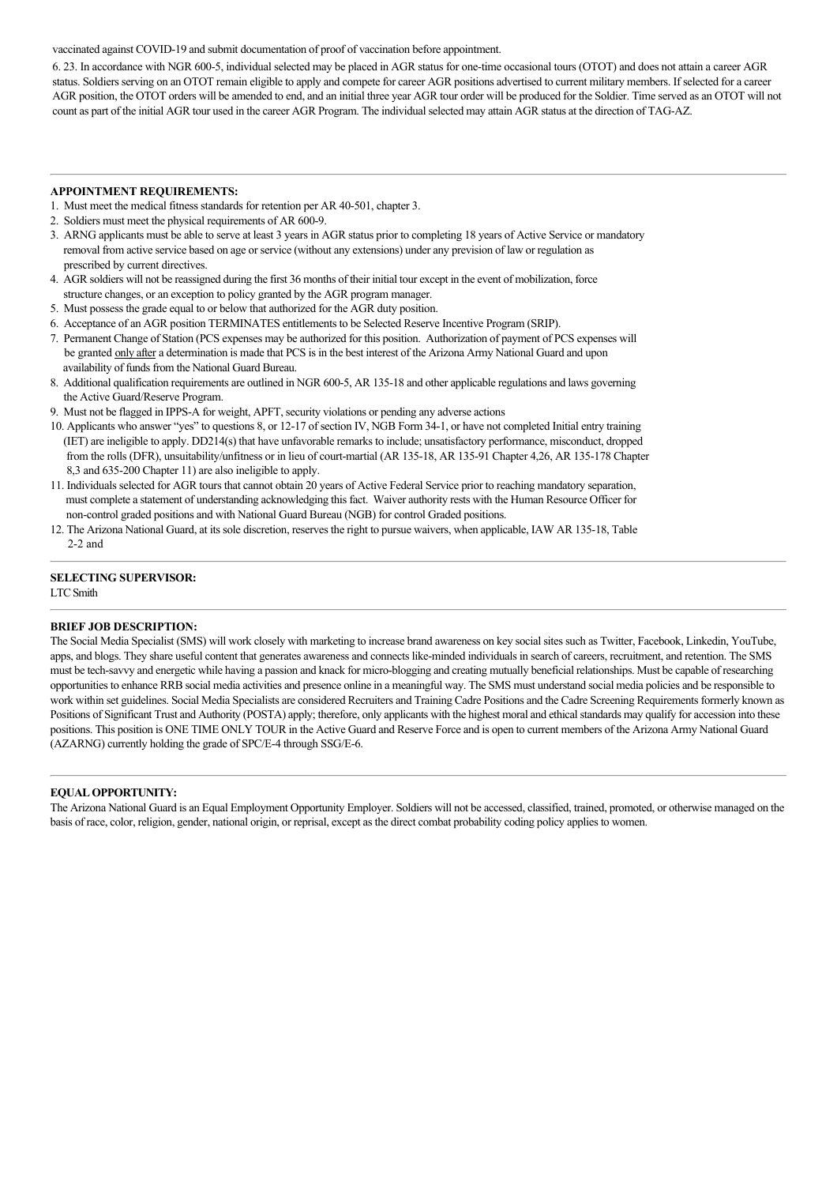vaccinated against COVID-19 and submit documentation of proof of vaccination before appointment.

6. 23. In accordance with NGR 600-5, individual selected may be placed in AGR status for one-time occasional tours (OTOT) and does not attain a career AGR status. Soldiers serving on an OTOT remain eligible to apply and compete for career AGR positions advertised to current military members. If selected for a career AGR position, the OTOT orders will be amended to end, and an initial three year AGR tour order will be produced for the Soldier. Time served as an OTOT will not count as part of the initial AGR tour used in the career AGR Program. The individual selected may attain AGR status at the direction of TAG-AZ.

---

**APPOINTMENT REQUIREMENTS:**

1. Must meet the medical fitness standards for retention per AR 40-501, chapter 3.
2. Soldiers must meet the physical requirements of AR 600-9.
3. ARNG applicants must be able to serve at least 3 years in AGR status prior to completing 18 years of Active Service or mandatory removal from active service based on age or service (without any extensions) under any prevision of law or regulation as prescribed by current directives.
4. AGR soldiers will not be reassigned during the first 36 months of their initial tour except in the event of mobilization, force structure changes, or an exception to policy granted by the AGR program manager.
5. Must possess the grade equal to or below that authorized for the AGR duty position.
6. Acceptance of an AGR position TERMINATES entitlements to be Selected Reserve Incentive Program (SRIP).
7. Permanent Change of Station (PCS expenses may be authorized for this position. Authorization of payment of PCS expenses will be granted only after a determination is made that PCS is in the best interest of the Arizona Army National Guard and upon availability of funds from the National Guard Bureau.
8. Additional qualification requirements are outlined in NGR 600-5, AR 135-18 and other applicable regulations and laws governing the Active Guard/Reserve Program.
9. Must not be flagged in IPPS-A for weight, APFT, security violations or pending any adverse actions
10. Applicants who answer "yes" to questions 8, or 12-17 of section IV, NGB Form 34-1, or have not completed Initial entry training (IET) are ineligible to apply. DD214(s) that have unfavorable remarks to include; unsatisfactory performance, misconduct, dropped from the rolls (DFR), unsuitability/unfitness or in lieu of court-martial (AR 135-18, AR 135-91 Chapter 4,26, AR 135-178 Chapter 8,3 and 635-200 Chapter 11) are also ineligible to apply.
11. Individuals selected for AGR tours that cannot obtain 20 years of Active Federal Service prior to reaching mandatory separation, must complete a statement of understanding acknowledging this fact. Waiver authority rests with the Human Resource Officer for non-control graded positions and with National Guard Bureau (NGB) for control Graded positions.
12. The Arizona National Guard, at its sole discretion, reserves the right to pursue waivers, when applicable, IAW AR 135-18, Table 2-2 and

---

**SELECTING SUPERVISOR:**

LTC Smith

---

**BRIEF JOB DESCRIPTION:**

The Social Media Specialist (SMS) will work closely with marketing to increase brand awareness on key social sites such as Twitter, Facebook, Linkedin, YouTube, apps, and blogs. They share useful content that generates awareness and connects like-minded individuals in search of careers, recruitment, and retention. The SMS must be tech-savvy and energetic while having a passion and knack for micro-blogging and creating mutually beneficial relationships. Must be capable of researching opportunities to enhance RRB social media activities and presence online in a meaningful way. The SMS must understand social media policies and be responsible to work within set guidelines. Social Media Specialists are considered Recruiters and Training Cadre Positions and the Cadre Screening Requirements formerly known as Positions of Significant Trust and Authority (POSTA) apply; therefore, only applicants with the highest moral and ethical standards may qualify for accession into these positions. This position is ONE TIME ONLY TOUR in the Active Guard and Reserve Force and is open to current members of the Arizona Army National Guard (AZARNG) currently holding the grade of SPC/E-4 through SSG/E-6.

---

**EQUAL OPPORTUNITY:**

The Arizona National Guard is an Equal Employment Opportunity Employer. Soldiers will not be accessed, classified, trained, promoted, or otherwise managed on the basis of race, color, religion, gender, national origin, or reprisal, except as the direct combat probability coding policy applies to women.